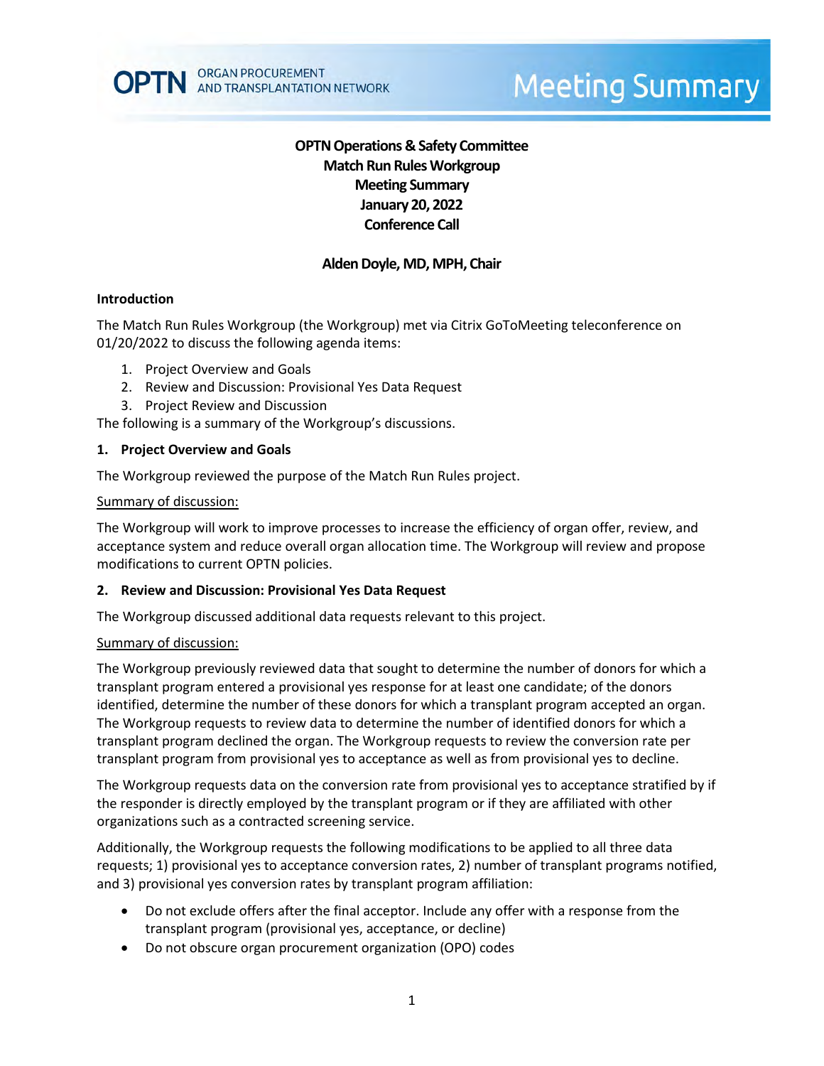# OPTN Operations & Safety Committee
## Match Run Rules Workgroup
## Meeting Summary
## January 20, 2022
## Conference Call

**Alden Doyle, MD, MPH, Chair**

### Introduction

The Match Run Rules Workgroup (the Workgroup) met via Citrix GoToMeeting teleconference on 01/20/2022 to discuss the following agenda items:

1. Project Overview and Goals
2. Review and Discussion: Provisional Yes Data Request
3. Project Review and Discussion

The following is a summary of the Workgroup's discussions.

### 1. Project Overview and Goals

The Workgroup reviewed the purpose of the Match Run Rules project.

Summary of discussion:

The Workgroup will work to improve processes to increase the efficiency of organ offer, review, and acceptance system and reduce overall organ allocation time. The Workgroup will review and propose modifications to current OPTN policies.

### 2. Review and Discussion: Provisional Yes Data Request

The Workgroup discussed additional data requests relevant to this project.

Summary of discussion:

The Workgroup previously reviewed data that sought to determine the number of donors for which a transplant program entered a provisional yes response for at least one candidate; of the donors identified, determine the number of these donors for which a transplant program accepted an organ. The Workgroup requests to review data to determine the number of identified donors for which a transplant program declined the organ. The Workgroup requests to review the conversion rate per transplant program from provisional yes to acceptance as well as from provisional yes to decline.

The Workgroup requests data on the conversion rate from provisional yes to acceptance stratified by if the responder is directly employed by the transplant program or if they are affiliated with other organizations such as a contracted screening service.

Additionally, the Workgroup requests the following modifications to be applied to all three data requests; 1) provisional yes to acceptance conversion rates, 2) number of transplant programs notified, and 3) provisional yes conversion rates by transplant program affiliation:

- Do not exclude offers after the final acceptor. Include any offer with a response from the transplant program (provisional yes, acceptance, or decline)
- Do not obscure organ procurement organization (OPO) codes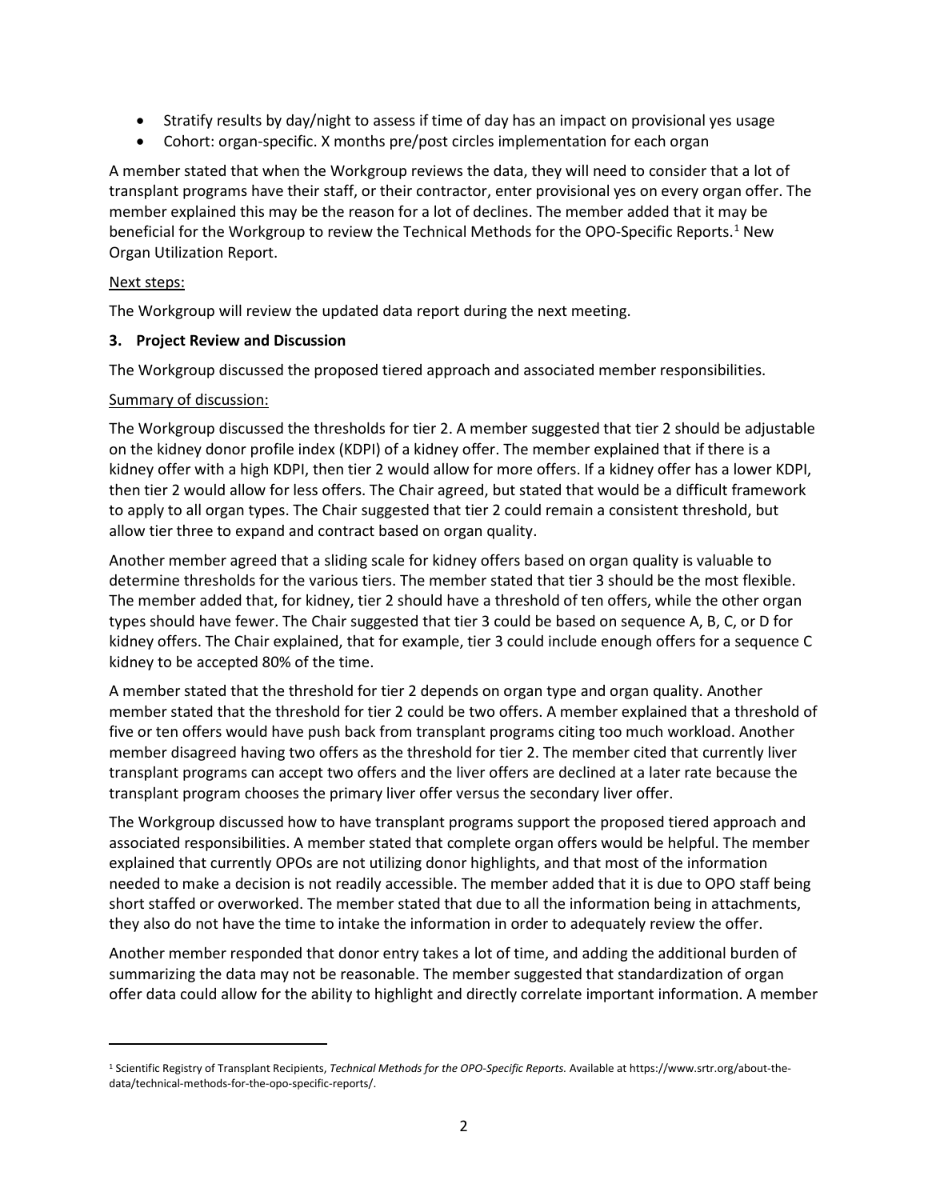- Stratify results by day/night to assess if time of day has an impact on provisional yes usage
- Cohort: organ-specific. X months pre/post circles implementation for each organ

A member stated that when the Workgroup reviews the data, they will need to consider that a lot of transplant programs have their staff, or their contractor, enter provisional yes on every organ offer. The member explained this may be the reason for a lot of declines. The member added that it may be beneficial for the Workgroup to review the Technical Methods for the OPO-Specific Reports.[1] New Organ Utilization Report.

Next steps:

The Workgroup will review the updated data report during the next meeting.

**3. Project Review and Discussion**

The Workgroup discussed the proposed tiered approach and associated member responsibilities.

Summary of discussion:

The Workgroup discussed the thresholds for tier 2. A member suggested that tier 2 should be adjustable on the kidney donor profile index (KDPI) of a kidney offer. The member explained that if there is a kidney offer with a high KDPI, then tier 2 would allow for more offers. If a kidney offer has a lower KDPI, then tier 2 would allow for less offers. The Chair agreed, but stated that would be a difficult framework to apply to all organ types. The Chair suggested that tier 2 could remain a consistent threshold, but allow tier three to expand and contract based on organ quality.

Another member agreed that a sliding scale for kidney offers based on organ quality is valuable to determine thresholds for the various tiers. The member stated that tier 3 should be the most flexible. The member added that, for kidney, tier 2 should have a threshold of ten offers, while the other organ types should have fewer. The Chair suggested that tier 3 could be based on sequence A, B, C, or D for kidney offers. The Chair explained, that for example, tier 3 could include enough offers for a sequence C kidney to be accepted 80% of the time.

A member stated that the threshold for tier 2 depends on organ type and organ quality. Another member stated that the threshold for tier 2 could be two offers. A member explained that a threshold of five or ten offers would have push back from transplant programs citing too much workload. Another member disagreed having two offers as the threshold for tier 2. The member cited that currently liver transplant programs can accept two offers and the liver offers are declined at a later rate because the transplant program chooses the primary liver offer versus the secondary liver offer.

The Workgroup discussed how to have transplant programs support the proposed tiered approach and associated responsibilities. A member stated that complete organ offers would be helpful. The member explained that currently OPOs are not utilizing donor highlights, and that most of the information needed to make a decision is not readily accessible. The member added that it is due to OPO staff being short staffed or overworked. The member stated that due to all the information being in attachments, they also do not have the time to intake the information in order to adequately review the offer.

Another member responded that donor entry takes a lot of time, and adding the additional burden of summarizing the data may not be reasonable. The member suggested that standardization of organ offer data could allow for the ability to highlight and directly correlate important information. A member

---

[1] Scientific Registry of Transplant Recipients, *Technical Methods for the OPO-Specific Reports.* Available at https://www.srtr.org/about-the-data/technical-methods-for-the-opo-specific-reports/.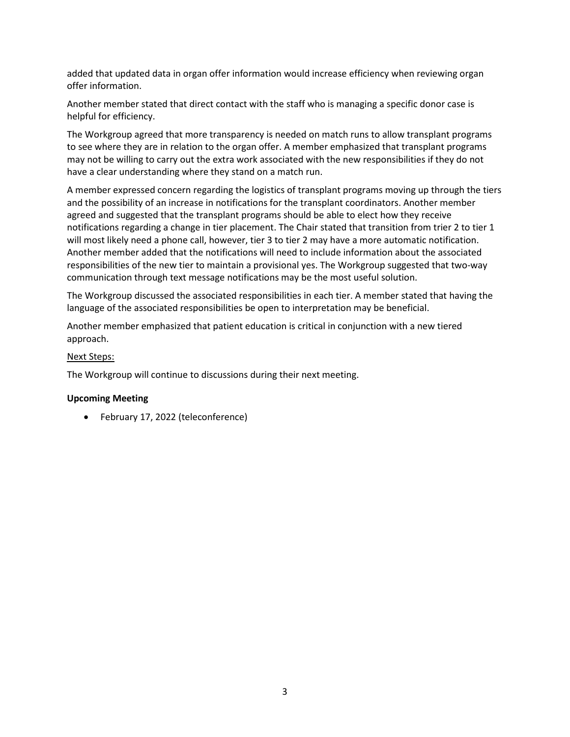added that updated data in organ offer information would increase efficiency when reviewing organ offer information.

Another member stated that direct contact with the staff who is managing a specific donor case is helpful for efficiency.

The Workgroup agreed that more transparency is needed on match runs to allow transplant programs to see where they are in relation to the organ offer. A member emphasized that transplant programs may not be willing to carry out the extra work associated with the new responsibilities if they do not have a clear understanding where they stand on a match run.

A member expressed concern regarding the logistics of transplant programs moving up through the tiers and the possibility of an increase in notifications for the transplant coordinators. Another member agreed and suggested that the transplant programs should be able to elect how they receive notifications regarding a change in tier placement. The Chair stated that transition from trier 2 to tier 1 will most likely need a phone call, however, tier 3 to tier 2 may have a more automatic notification. Another member added that the notifications will need to include information about the associated responsibilities of the new tier to maintain a provisional yes. The Workgroup suggested that two-way communication through text message notifications may be the most useful solution.

The Workgroup discussed the associated responsibilities in each tier. A member stated that having the language of the associated responsibilities be open to interpretation may be beneficial.

Another member emphasized that patient education is critical in conjunction with a new tiered approach.

<u>Next Steps:</u>

The Workgroup will continue to discussions during their next meeting.

**Upcoming Meeting**

- February 17, 2022 (teleconference)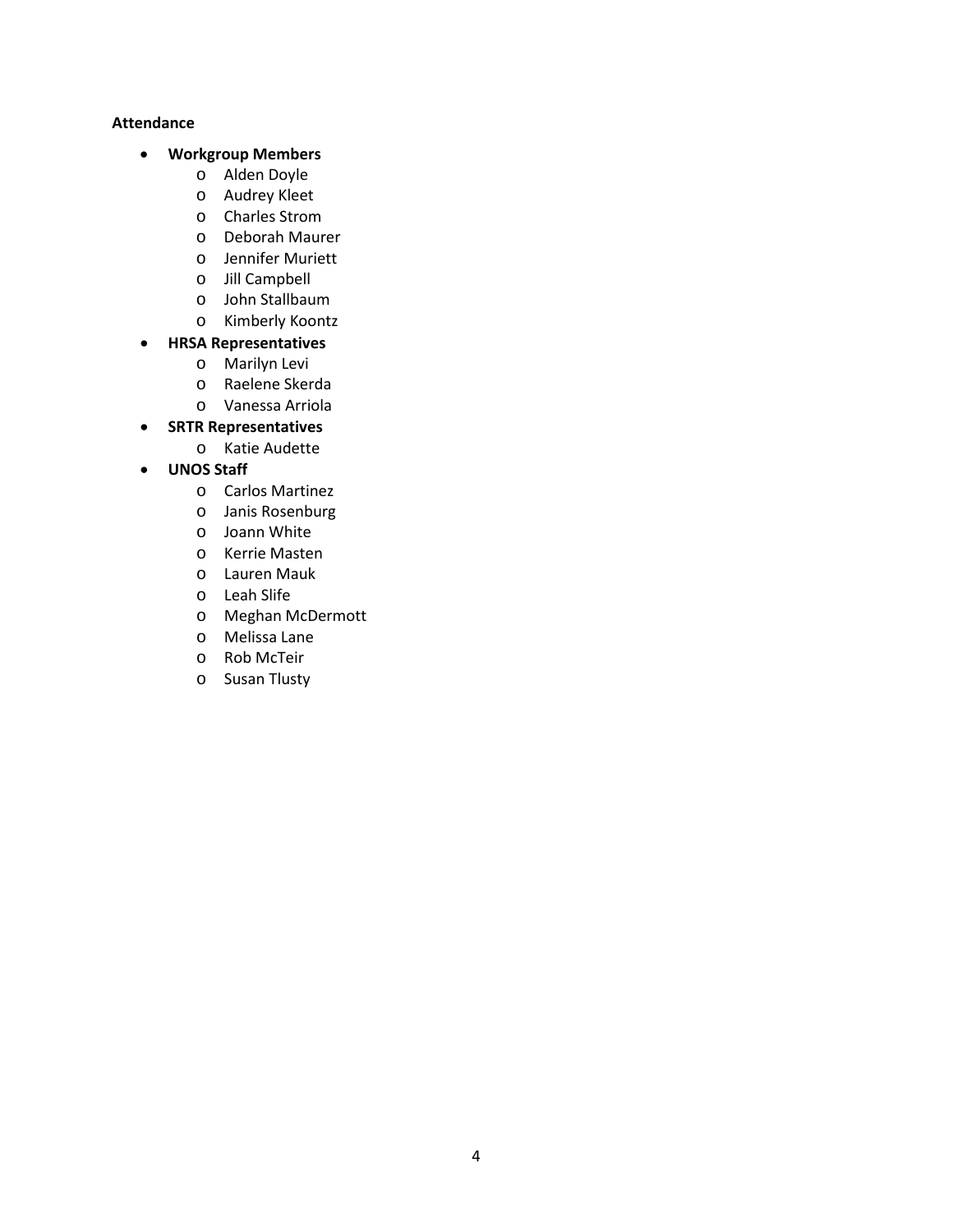**Attendance**

- **Workgroup Members**
  - Alden Doyle
  - Audrey Kleet
  - Charles Strom
  - Deborah Maurer
  - Jennifer Muriett
  - Jill Campbell
  - John Stallbaum
  - Kimberly Koontz
- **HRSA Representatives**
  - Marilyn Levi
  - Raelene Skerda
  - Vanessa Arriola
- **SRTR Representatives**
  - Katie Audette
- **UNOS Staff**
  - Carlos Martinez
  - Janis Rosenburg
  - Joann White
  - Kerrie Masten
  - Lauren Mauk
  - Leah Slife
  - Meghan McDermott
  - Melissa Lane
  - Rob McTeir
  - Susan Tlusty